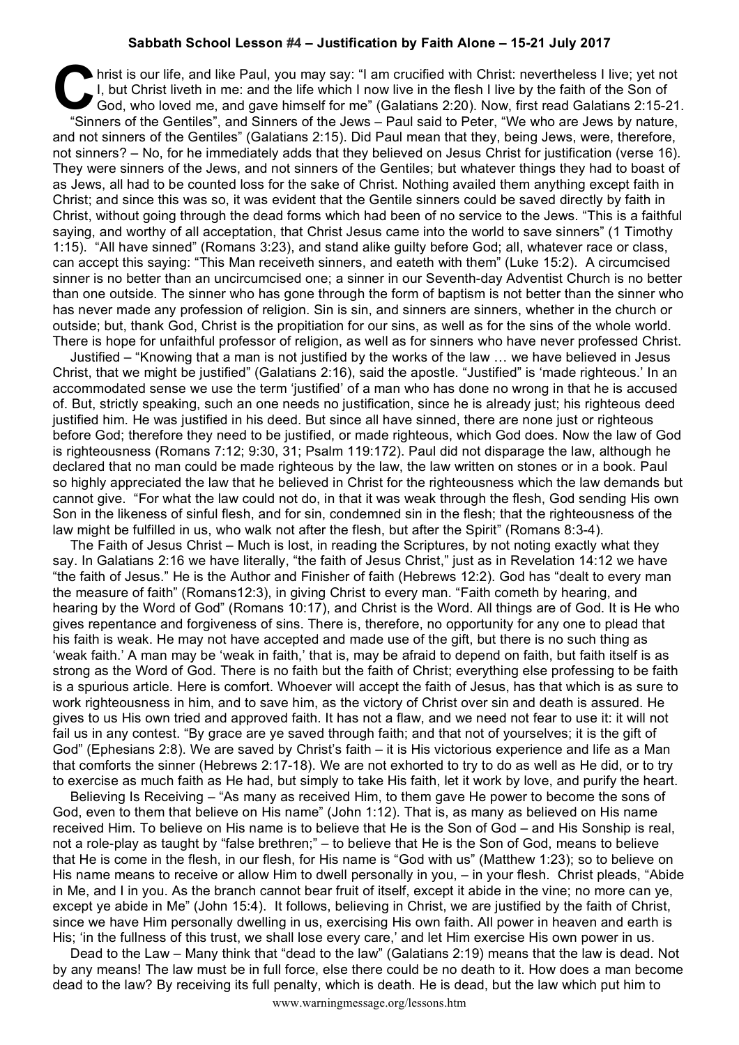**Sabbath School Lesson #4 – Justification by Faith Alone – 15-21 July 2017**

Christ is our life, and like Paul, you may say: "I am crucified with Christ: nevertheless I live; yet not I, but Christ liveth in me: and the life which I now live in the flesh I live by the faith of the Son of God, who loved me, and gave himself for me" (Galatians 2:20). Now, first read Galatians 2:15-21.

"Sinners of the Gentiles", and Sinners of the Jews – Paul said to Peter, "We who are Jews by nature, and not sinners of the Gentiles" (Galatians 2:15). Did Paul mean that they, being Jews, were, therefore, not sinners? – No, for he immediately adds that they believed on Jesus Christ for justification (verse 16). They were sinners of the Jews, and not sinners of the Gentiles; but whatever things they had to boast of as Jews, all had to be counted loss for the sake of Christ. Nothing availed them anything except faith in Christ; and since this was so, it was evident that the Gentile sinners could be saved directly by faith in Christ, without going through the dead forms which had been of no service to the Jews. "This is a faithful saying, and worthy of all acceptation, that Christ Jesus came into the world to save sinners" (1 Timothy 1:15). "All have sinned" (Romans 3:23), and stand alike guilty before God; all, whatever race or class, can accept this saying: "This Man receiveth sinners, and eateth with them" (Luke 15:2). A circumcised sinner is no better than an uncircumcised one; a sinner in our Seventh-day Adventist Church is no better than one outside. The sinner who has gone through the form of baptism is not better than the sinner who has never made any profession of religion. Sin is sin, and sinners are sinners, whether in the church or outside; but, thank God, Christ is the propitiation for our sins, as well as for the sins of the whole world. There is hope for unfaithful professor of religion, as well as for sinners who have never professed Christ.

Justified – "Knowing that a man is not justified by the works of the law … we have believed in Jesus Christ, that we might be justified" (Galatians 2:16), said the apostle. "Justified" is 'made righteous.' In an accommodated sense we use the term 'justified' of a man who has done no wrong in that he is accused of. But, strictly speaking, such an one needs no justification, since he is already just; his righteous deed justified him. He was justified in his deed. But since all have sinned, there are none just or righteous before God; therefore they need to be justified, or made righteous, which God does. Now the law of God is righteousness (Romans 7:12; 9:30, 31; Psalm 119:172). Paul did not disparage the law, although he declared that no man could be made righteous by the law, the law written on stones or in a book. Paul so highly appreciated the law that he believed in Christ for the righteousness which the law demands but cannot give. "For what the law could not do, in that it was weak through the flesh, God sending His own Son in the likeness of sinful flesh, and for sin, condemned sin in the flesh; that the righteousness of the law might be fulfilled in us, who walk not after the flesh, but after the Spirit" (Romans 8:3-4).

The Faith of Jesus Christ – Much is lost, in reading the Scriptures, by not noting exactly what they say. In Galatians 2:16 we have literally, "the faith of Jesus Christ," just as in Revelation 14:12 we have "the faith of Jesus." He is the Author and Finisher of faith (Hebrews 12:2). God has "dealt to every man the measure of faith" (Romans12:3), in giving Christ to every man. "Faith cometh by hearing, and hearing by the Word of God" (Romans 10:17), and Christ is the Word. All things are of God. It is He who gives repentance and forgiveness of sins. There is, therefore, no opportunity for any one to plead that his faith is weak. He may not have accepted and made use of the gift, but there is no such thing as 'weak faith.' A man may be 'weak in faith,' that is, may be afraid to depend on faith, but faith itself is as strong as the Word of God. There is no faith but the faith of Christ; everything else professing to be faith is a spurious article. Here is comfort. Whoever will accept the faith of Jesus, has that which is as sure to work righteousness in him, and to save him, as the victory of Christ over sin and death is assured. He gives to us His own tried and approved faith. It has not a flaw, and we need not fear to use it: it will not fail us in any contest. "By grace are ye saved through faith; and that not of yourselves; it is the gift of God" (Ephesians 2:8). We are saved by Christ's faith – it is His victorious experience and life as a Man that comforts the sinner (Hebrews 2:17-18). We are not exhorted to try to do as well as He did, or to try to exercise as much faith as He had, but simply to take His faith, let it work by love, and purify the heart.

Believing Is Receiving – "As many as received Him, to them gave He power to become the sons of God, even to them that believe on His name" (John 1:12). That is, as many as believed on His name received Him. To believe on His name is to believe that He is the Son of God – and His Sonship is real, not a role-play as taught by "false brethren;" – to believe that He is the Son of God, means to believe that He is come in the flesh, in our flesh, for His name is "God with us" (Matthew 1:23); so to believe on His name means to receive or allow Him to dwell personally in you, – in your flesh. Christ pleads, "Abide in Me, and I in you. As the branch cannot bear fruit of itself, except it abide in the vine; no more can ye, except ye abide in Me" (John 15:4). It follows, believing in Christ, we are justified by the faith of Christ, since we have Him personally dwelling in us, exercising His own faith. All power in heaven and earth is His; 'in the fullness of this trust, we shall lose every care,' and let Him exercise His own power in us.

Dead to the Law – Many think that "dead to the law" (Galatians 2:19) means that the law is dead. Not by any means! The law must be in full force, else there could be no death to it. How does a man become dead to the law? By receiving its full penalty, which is death. He is dead, but the law which put him to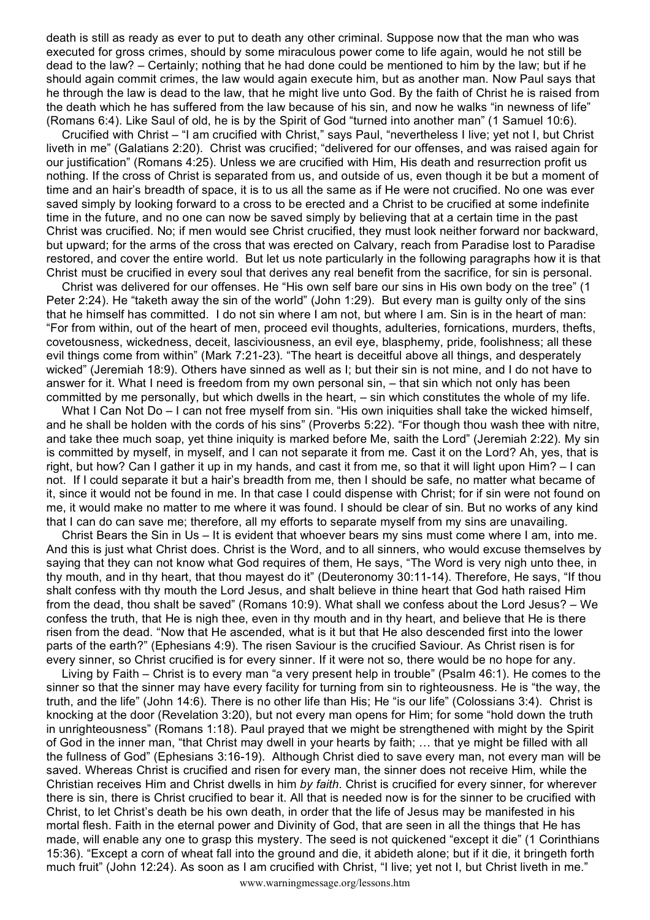death is still as ready as ever to put to death any other criminal. Suppose now that the man who was executed for gross crimes, should by some miraculous power come to life again, would he not still be dead to the law? – Certainly; nothing that he had done could be mentioned to him by the law; but if he should again commit crimes, the law would again execute him, but as another man. Now Paul says that he through the law is dead to the law, that he might live unto God. By the faith of Christ he is raised from the death which he has suffered from the law because of his sin, and now he walks "in newness of life" (Romans 6:4). Like Saul of old, he is by the Spirit of God "turned into another man" (1 Samuel 10:6).

Crucified with Christ – "I am crucified with Christ," says Paul, "nevertheless I live; yet not I, but Christ liveth in me" (Galatians 2:20). Christ was crucified; "delivered for our offenses, and was raised again for our justification" (Romans 4:25). Unless we are crucified with Him, His death and resurrection profit us nothing. If the cross of Christ is separated from us, and outside of us, even though it be but a moment of time and an hair's breadth of space, it is to us all the same as if He were not crucified. No one was ever saved simply by looking forward to a cross to be erected and a Christ to be crucified at some indefinite time in the future, and no one can now be saved simply by believing that at a certain time in the past Christ was crucified. No; if men would see Christ crucified, they must look neither forward nor backward, but upward; for the arms of the cross that was erected on Calvary, reach from Paradise lost to Paradise restored, and cover the entire world. But let us note particularly in the following paragraphs how it is that Christ must be crucified in every soul that derives any real benefit from the sacrifice, for sin is personal.

Christ was delivered for our offenses. He "His own self bare our sins in His own body on the tree" (1 Peter 2:24). He "taketh away the sin of the world" (John 1:29). But every man is guilty only of the sins that he himself has committed. I do not sin where I am not, but where I am. Sin is in the heart of man: "For from within, out of the heart of men, proceed evil thoughts, adulteries, fornications, murders, thefts, covetousness, wickedness, deceit, lasciviousness, an evil eye, blasphemy, pride, foolishness; all these evil things come from within" (Mark 7:21-23). "The heart is deceitful above all things, and desperately wicked" (Jeremiah 18:9). Others have sinned as well as I; but their sin is not mine, and I do not have to answer for it. What I need is freedom from my own personal sin, – that sin which not only has been committed by me personally, but which dwells in the heart, – sin which constitutes the whole of my life.

What I Can Not Do – I can not free myself from sin. "His own iniquities shall take the wicked himself, and he shall be holden with the cords of his sins" (Proverbs 5:22). "For though thou wash thee with nitre, and take thee much soap, yet thine iniquity is marked before Me, saith the Lord" (Jeremiah 2:22). My sin is committed by myself, in myself, and I can not separate it from me. Cast it on the Lord? Ah, yes, that is right, but how? Can I gather it up in my hands, and cast it from me, so that it will light upon Him? – I can not. If I could separate it but a hair's breadth from me, then I should be safe, no matter what became of it, since it would not be found in me. In that case I could dispense with Christ; for if sin were not found on me, it would make no matter to me where it was found. I should be clear of sin. But no works of any kind that I can do can save me; therefore, all my efforts to separate myself from my sins are unavailing.

Christ Bears the Sin in Us – It is evident that whoever bears my sins must come where I am, into me. And this is just what Christ does. Christ is the Word, and to all sinners, who would excuse themselves by saying that they can not know what God requires of them, He says, "The Word is very nigh unto thee, in thy mouth, and in thy heart, that thou mayest do it" (Deuteronomy 30:11-14). Therefore, He says, "If thou shalt confess with thy mouth the Lord Jesus, and shalt believe in thine heart that God hath raised Him from the dead, thou shalt be saved" (Romans 10:9). What shall we confess about the Lord Jesus? – We confess the truth, that He is nigh thee, even in thy mouth and in thy heart, and believe that He is there risen from the dead. "Now that He ascended, what is it but that He also descended first into the lower parts of the earth?" (Ephesians 4:9). The risen Saviour is the crucified Saviour. As Christ risen is for every sinner, so Christ crucified is for every sinner. If it were not so, there would be no hope for any.

Living by Faith – Christ is to every man "a very present help in trouble" (Psalm 46:1). He comes to the sinner so that the sinner may have every facility for turning from sin to righteousness. He is "the way, the truth, and the life" (John 14:6). There is no other life than His; He "is our life" (Colossians 3:4). Christ is knocking at the door (Revelation 3:20), but not every man opens for Him; for some "hold down the truth in unrighteousness" (Romans 1:18). Paul prayed that we might be strengthened with might by the Spirit of God in the inner man, "that Christ may dwell in your hearts by faith; … that ye might be filled with all the fullness of God" (Ephesians 3:16-19). Although Christ died to save every man, not every man will be saved. Whereas Christ is crucified and risen for every man, the sinner does not receive Him, while the Christian receives Him and Christ dwells in him *by faith*. Christ is crucified for every sinner, for wherever there is sin, there is Christ crucified to bear it. All that is needed now is for the sinner to be crucified with Christ, to let Christ's death be his own death, in order that the life of Jesus may be manifested in his mortal flesh. Faith in the eternal power and Divinity of God, that are seen in all the things that He has made, will enable any one to grasp this mystery. The seed is not quickened "except it die" (1 Corinthians 15:36). "Except a corn of wheat fall into the ground and die, it abideth alone; but if it die, it bringeth forth much fruit" (John 12:24). As soon as I am crucified with Christ, "I live; yet not I, but Christ liveth in me."

www.warningmessage.org/lessons.htm